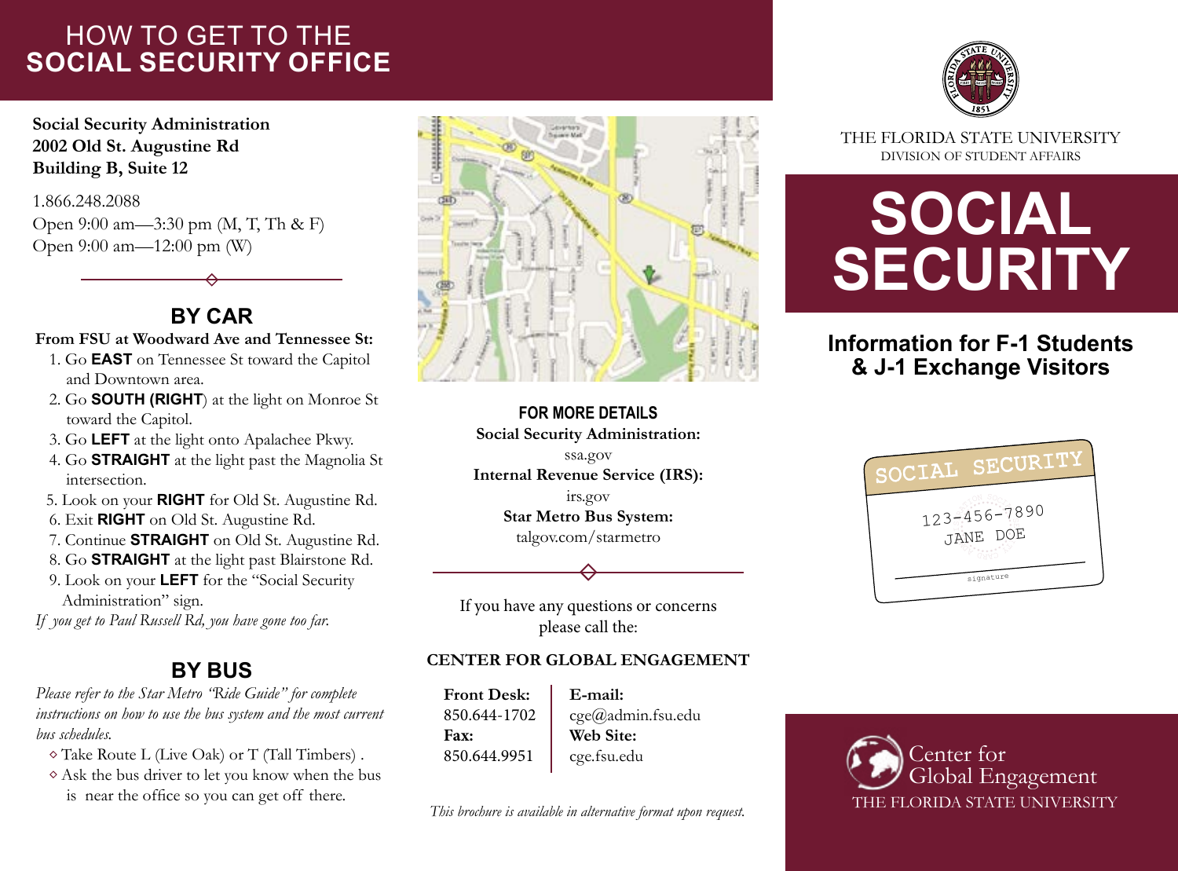# HOW TO GET TO THE SOCIAL SECURITY OFFICE

**Social Security Administration**
**2002 Old St. Augustine Rd**
**Building B, Suite 12**

1.866.248.2088
Open 9:00 am—3:30 pm (M, T, Th & F)
Open 9:00 am—12:00 pm (W)

## BY CAR

**From FSU at Woodward Ave and Tennessee St:**

1. Go **EAST** on Tennessee St toward the Capitol and Downtown area.
2. Go **SOUTH (RIGHT**) at the light on Monroe St toward the Capitol.
3. Go **LEFT** at the light onto Apalachee Pkwy.
4. Go **STRAIGHT** at the light past the Magnolia St intersection.
5. Look on your **RIGHT** for Old St. Augustine Rd.
6. Exit **RIGHT** on Old St. Augustine Rd.
7. Continue **STRAIGHT** on Old St. Augustine Rd.
8. Go **STRAIGHT** at the light past Blairstone Rd.
9. Look on your **LEFT** for the "Social Security Administration" sign.

*If you get to Paul Russell Rd, you have gone too far.*

## BY BUS

*Please refer to the Star Metro "Ride Guide" for complete instructions on how to use the bus system and the most current bus schedules.*

- Take Route L (Live Oak) or T (Tall Timbers) .
- Ask the bus driver to let you know when the bus is near the office so you can get off there.

**FOR MORE DETAILS**

**Social Security Administration:**
ssa.gov

**Internal Revenue Service (IRS):**
irs.gov

**Star Metro Bus System:**
talgov.com/starmetro

If you have any questions or concerns please call the:

**CENTER FOR GLOBAL ENGAGEMENT**

**Front Desk:**
850.644-1702

**Fax:**
850.644.9951

**E-mail:**
cge@admin.fsu.edu

**Web Site:**
cge.fsu.edu

*This brochure is available in alternative format upon request.*

THE FLORIDA STATE UNIVERSITY
DIVISION OF STUDENT AFFAIRS

# SOCIAL SECURITY

## Information for F-1 Students & J-1 Exchange Visitors

Center for Global Engagement
THE FLORIDA STATE UNIVERSITY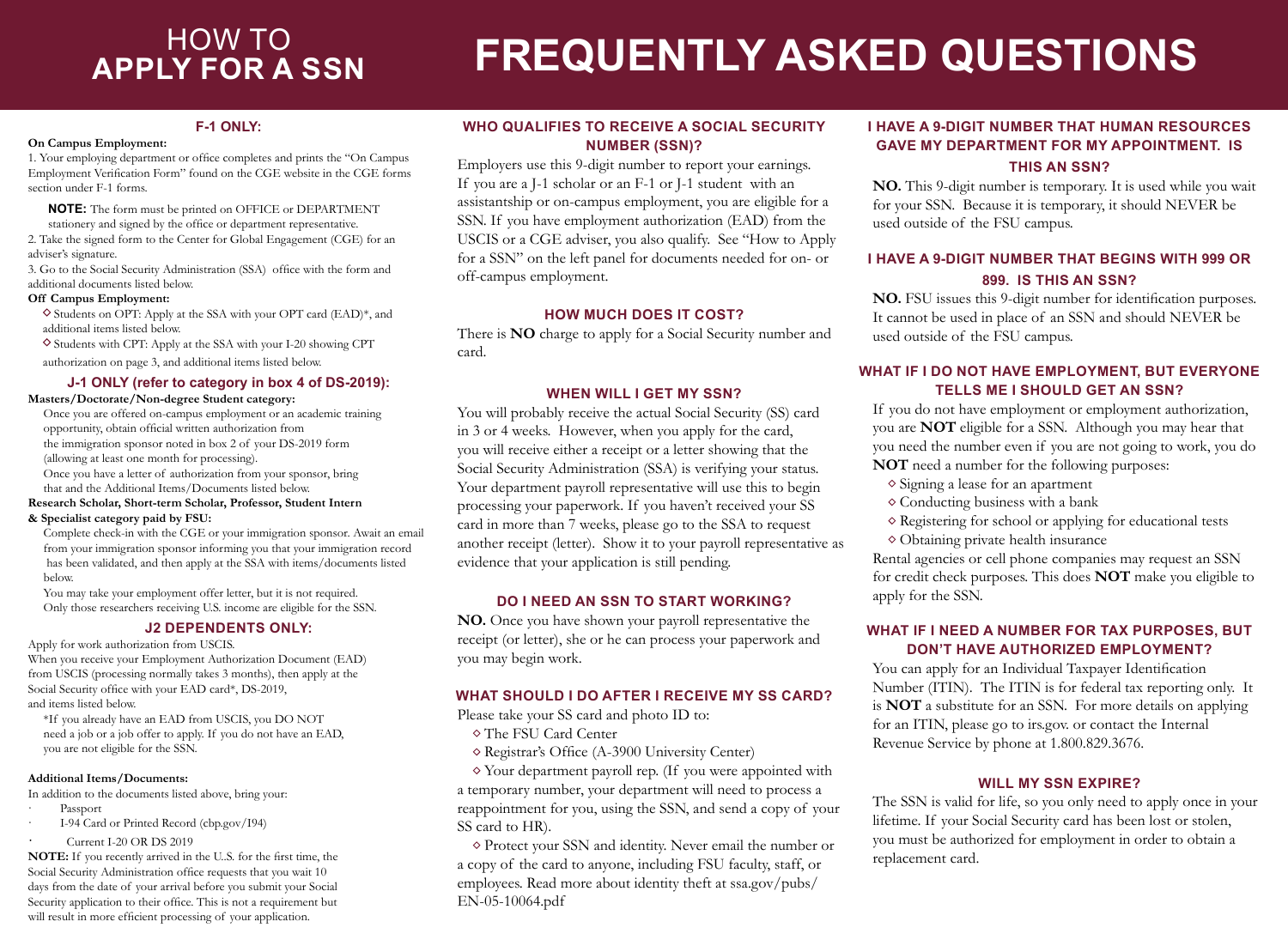# HOW TO APPLY FOR A SSN

## F-1 ONLY:

**On Campus Employment:**

1. Your employing department or office completes and prints the "On Campus Employment Verification Form" found on the CGE website in the CGE forms section under F-1 forms.

   **NOTE:** The form must be printed on OFFICE or DEPARTMENT stationery and signed by the office or department representative.

2. Take the signed form to the Center for Global Engagement (CGE) for an adviser's signature.
3. Go to the Social Security Administration (SSA) office with the form and additional documents listed below.

**Off Campus Employment:**

- Students on OPT: Apply at the SSA with your OPT card (EAD)*, and additional items listed below.
- Students with CPT: Apply at the SSA with your I-20 showing CPT authorization on page 3, and additional items listed below.

## J-1 ONLY (refer to category in box 4 of DS-2019):

**Masters/Doctorate/Non-degree Student category:**

Once you are offered on-campus employment or an academic training opportunity, obtain official written authorization from the immigration sponsor noted in box 2 of your DS-2019 form (allowing at least one month for processing).

Once you have a letter of authorization from your sponsor, bring that and the Additional Items/Documents listed below.

**Research Scholar, Short-term Scholar, Professor, Student Intern & Specialist category paid by FSU:**

Complete check-in with the CGE or your immigration sponsor. Await an email from your immigration sponsor informing you that your immigration record has been validated, and then apply at the SSA with items/documents listed below.

You may take your employment offer letter, but it is not required. Only those researchers receiving U.S. income are eligible for the SSN.

## J2 DEPENDENTS ONLY:

Apply for work authorization from USCIS.

When you receive your Employment Authorization Document (EAD) from USCIS (processing normally takes 3 months), then apply at the Social Security office with your EAD card*, DS-2019, and items listed below.

*If you already have an EAD from USCIS, you DO NOT need a job or a job offer to apply. If you do not have an EAD, you are not eligible for the SSN.

**Additional Items/Documents:**

In addition to the documents listed above, bring your:

- Passport
- I-94 Card or Printed Record (cbp.gov/I94)
- Current I-20 OR DS 2019

**NOTE:** If you recently arrived in the U..S. for the first time, the Social Security Administration office requests that you wait 10 days from the date of your arrival before you submit your Social Security application to their office. This is not a requirement but will result in more efficient processing of your application.

# FREQUENTLY ASKED QUESTIONS

## WHO QUALIFIES TO RECEIVE A SOCIAL SECURITY NUMBER (SSN)?

Employers use this 9-digit number to report your earnings. If you are a J-1 scholar or an F-1 or J-1 student with an assistantship or on-campus employment, you are eligible for a SSN. If you have employment authorization (EAD) from the USCIS or a CGE adviser, you also qualify. See "How to Apply for a SSN" on the left panel for documents needed for on- or off-campus employment.

## HOW MUCH DOES IT COST?

There is **NO** charge to apply for a Social Security number and card.

## WHEN WILL I GET MY SSN?

You will probably receive the actual Social Security (SS) card in 3 or 4 weeks. However, when you apply for the card, you will receive either a receipt or a letter showing that the Social Security Administration (SSA) is verifying your status. Your department payroll representative will use this to begin processing your paperwork. If you haven't received your SS card in more than 7 weeks, please go to the SSA to request another receipt (letter). Show it to your payroll representative as evidence that your application is still pending.

## DO I NEED AN SSN TO START WORKING?

**NO.** Once you have shown your payroll representative the receipt (or letter), she or he can process your paperwork and you may begin work.

## WHAT SHOULD I DO AFTER I RECEIVE MY SS CARD?

Please take your SS card and photo ID to:

- The FSU Card Center
- Registrar's Office (A-3900 University Center)
- Your department payroll rep. (If you were appointed with a temporary number, your department will need to process a reappointment for you, using the SSN, and send a copy of your SS card to HR).
- Protect your SSN and identity. Never email the number or a copy of the card to anyone, including FSU faculty, staff, or employees. Read more about identity theft at ssa.gov/pubs/EN-05-10064.pdf

## I HAVE A 9-DIGIT NUMBER THAT HUMAN RESOURCES GAVE MY DEPARTMENT FOR MY APPOINTMENT. IS THIS AN SSN?

**NO.** This 9-digit number is temporary. It is used while you wait for your SSN. Because it is temporary, it should NEVER be used outside of the FSU campus.

## I HAVE A 9-DIGIT NUMBER THAT BEGINS WITH 999 OR 899. IS THIS AN SSN?

**NO.** FSU issues this 9-digit number for identification purposes. It cannot be used in place of an SSN and should NEVER be used outside of the FSU campus.

## WHAT IF I DO NOT HAVE EMPLOYMENT, BUT EVERYONE TELLS ME I SHOULD GET AN SSN?

If you do not have employment or employment authorization, you are **NOT** eligible for a SSN. Although you may hear that you need the number even if you are not going to work, you do **NOT** need a number for the following purposes:

- Signing a lease for an apartment
- Conducting business with a bank
- Registering for school or applying for educational tests
- Obtaining private health insurance

Rental agencies or cell phone companies may request an SSN for credit check purposes. This does **NOT** make you eligible to apply for the SSN.

## WHAT IF I NEED A NUMBER FOR TAX PURPOSES, BUT DON'T HAVE AUTHORIZED EMPLOYMENT?

You can apply for an Individual Taxpayer Identification Number (ITIN). The ITIN is for federal tax reporting only. It is **NOT** a substitute for an SSN. For more details on applying for an ITIN, please go to irs.gov. or contact the Internal Revenue Service by phone at 1.800.829.3676.

## WILL MY SSN EXPIRE?

The SSN is valid for life, so you only need to apply once in your lifetime. If your Social Security card has been lost or stolen, you must be authorized for employment in order to obtain a replacement card.